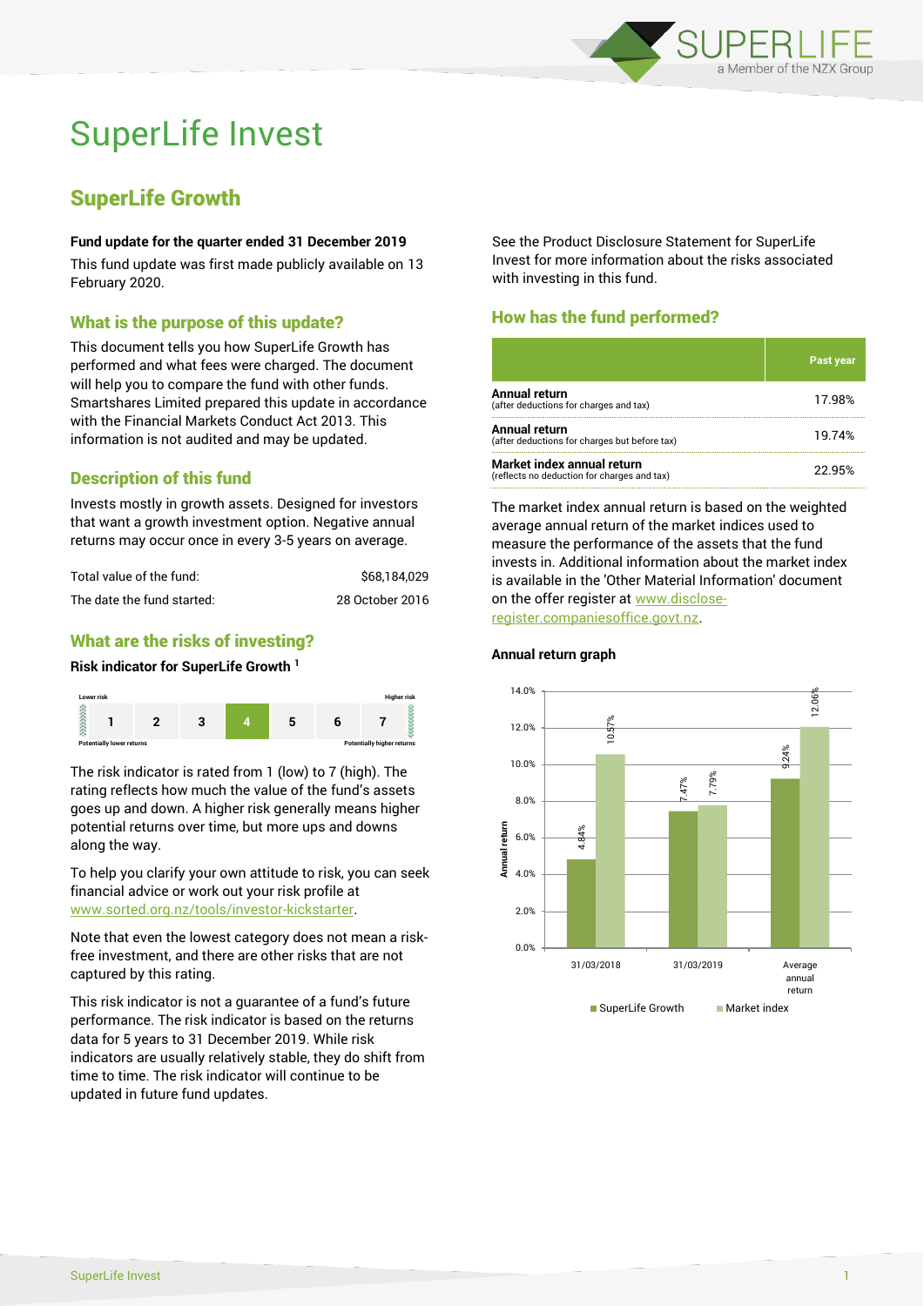# SuperLife Invest

## SuperLife Growth

**Fund update for the quarter ended 31 December 2019**

This fund update was first made publicly available on 13 February 2020.

### What is the purpose of this update?

This document tells you how SuperLife Growth has performed and what fees were charged. The document will help you to compare the fund with other funds. Smartshares Limited prepared this update in accordance with the Financial Markets Conduct Act 2013. This information is not audited and may be updated.

### Description of this fund

Invests mostly in growth assets. Designed for investors that want a growth investment option. Negative annual returns may occur once in every 3-5 years on average.

| | |
|---|---|
| Total value of the fund: | $68,184,029 |
| The date the fund started: | 28 October 2016 |

### What are the risks of investing?

**Risk indicator for SuperLife Growth [1]**

| Lower risk | | | | | | Higher risk |
|---|---|---|---|---|---|---|
| 1 | 2 | 3 | **4** | 5 | 6 | 7 |
| Potentially lower returns | | | | | | Potentially higher returns |

The risk indicator is rated from 1 (low) to 7 (high). The rating reflects how much the value of the fund's assets goes up and down. A higher risk generally means higher potential returns over time, but more ups and downs along the way.

To help you clarify your own attitude to risk, you can seek financial advice or work out your risk profile at www.sorted.org.nz/tools/investor-kickstarter.

Note that even the lowest category does not mean a risk-free investment, and there are other risks that are not captured by this rating.

This risk indicator is not a guarantee of a fund's future performance. The risk indicator is based on the returns data for 5 years to 31 December 2019. While risk indicators are usually relatively stable, they do shift from time to time. The risk indicator will continue to be updated in future fund updates.

See the Product Disclosure Statement for SuperLife Invest for more information about the risks associated with investing in this fund.

### How has the fund performed?

| | Past year |
|---|---|
| **Annual return** (after deductions for charges and tax) | 17.98% |
| **Annual return** (after deductions for charges but before tax) | 19.74% |
| **Market index annual return** (reflects no deduction for charges and tax) | 22.95% |

The market index annual return is based on the weighted average annual return of the market indices used to measure the performance of the assets that the fund invests in. Additional information about the market index is available in the 'Other Material Information' document on the offer register at www.disclose-register.companiesoffice.govt.nz.

**Annual return graph**

| | SuperLife Growth | Market index |
|---|---|---|
| 31/03/2018 | 4.84% | 10.57% |
| 31/03/2019 | 7.47% | 7.79% |
| Average annual return | 9.24% | 12.06% |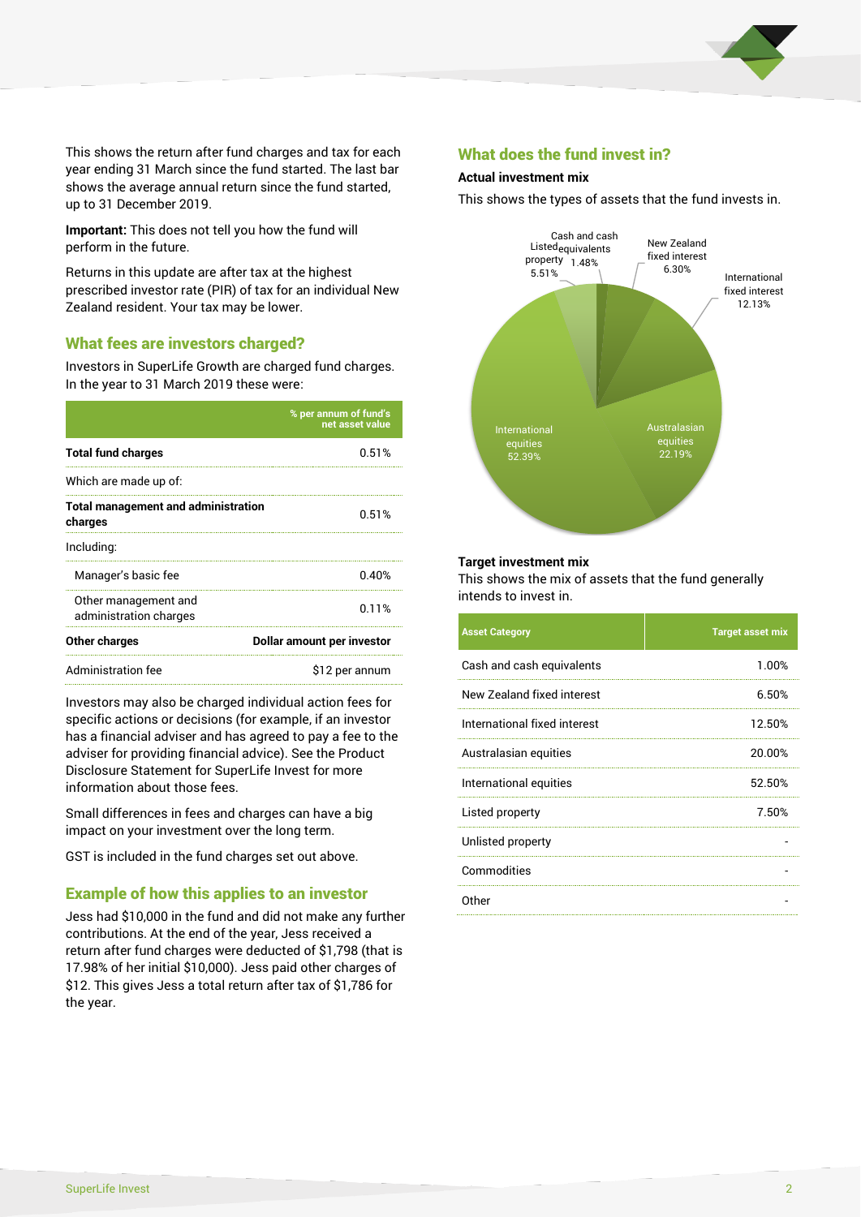This shows the return after fund charges and tax for each year ending 31 March since the fund started. The last bar shows the average annual return since the fund started, up to 31 December 2019.

**Important:** This does not tell you how the fund will perform in the future.

Returns in this update are after tax at the highest prescribed investor rate (PIR) of tax for an individual New Zealand resident. Your tax may be lower.

## What fees are investors charged?

Investors in SuperLife Growth are charged fund charges. In the year to 31 March 2019 these were:

| | % per annum of fund's net asset value |
|---|---|
| **Total fund charges** | 0.51% |
| Which are made up of: | |
| **Total management and administration charges** | 0.51% |
| Including: | |
| Manager's basic fee | 0.40% |
| Other management and administration charges | 0.11% |
| **Other charges** | **Dollar amount per investor** |
| Administration fee | $12 per annum |

Investors may also be charged individual action fees for specific actions or decisions (for example, if an investor has a financial adviser and has agreed to pay a fee to the adviser for providing financial advice). See the Product Disclosure Statement for SuperLife Invest for more information about those fees.

Small differences in fees and charges can have a big impact on your investment over the long term.

GST is included in the fund charges set out above.

## Example of how this applies to an investor

Jess had $10,000 in the fund and did not make any further contributions. At the end of the year, Jess received a return after fund charges were deducted of $1,798 (that is 17.98% of her initial $10,000). Jess paid other charges of $12. This gives Jess a total return after tax of $1,786 for the year.

## What does the fund invest in?

### Actual investment mix

This shows the types of assets that the fund invests in.

| Asset | Actual mix |
|---|---|
| Cash and cash equivalents | 1.48% |
| New Zealand fixed interest | 6.30% |
| International fixed interest | 12.13% |
| Australasian equities | 22.19% |
| International equities | 52.39% |
| Listed property | 5.51% |

### Target investment mix

This shows the mix of assets that the fund generally intends to invest in.

| Asset Category | Target asset mix |
|---|---|
| Cash and cash equivalents | 1.00% |
| New Zealand fixed interest | 6.50% |
| International fixed interest | 12.50% |
| Australasian equities | 20.00% |
| International equities | 52.50% |
| Listed property | 7.50% |
| Unlisted property | - |
| Commodities | - |
| Other | - |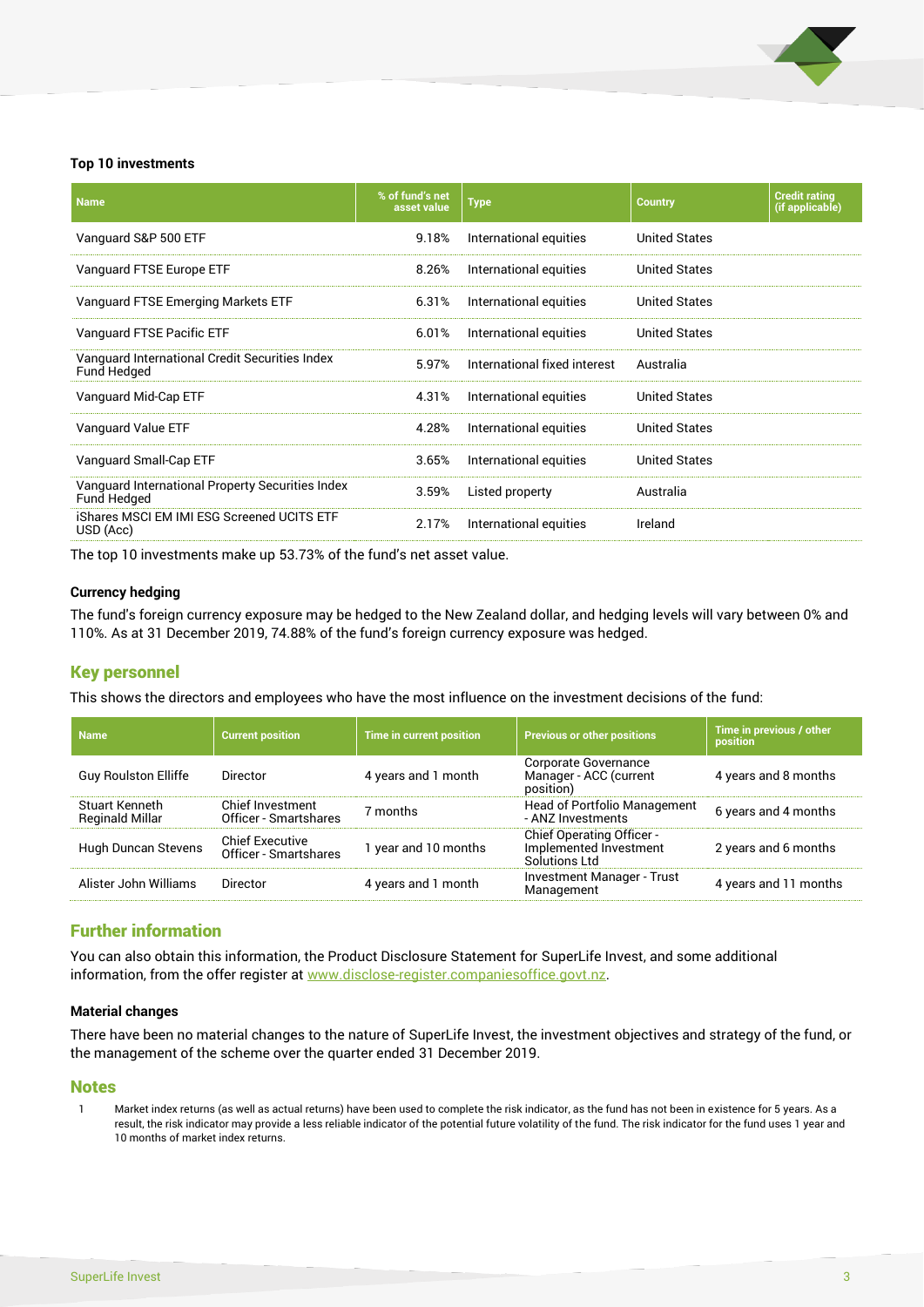#### Top 10 investments

| Name | % of fund's net asset value | Type | Country | Credit rating (if applicable) |
|---|---|---|---|---|
| Vanguard S&P 500 ETF | 9.18% | International equities | United States | |
| Vanguard FTSE Europe ETF | 8.26% | International equities | United States | |
| Vanguard FTSE Emerging Markets ETF | 6.31% | International equities | United States | |
| Vanguard FTSE Pacific ETF | 6.01% | International equities | United States | |
| Vanguard International Credit Securities Index Fund Hedged | 5.97% | International fixed interest | Australia | |
| Vanguard Mid-Cap ETF | 4.31% | International equities | United States | |
| Vanguard Value ETF | 4.28% | International equities | United States | |
| Vanguard Small-Cap ETF | 3.65% | International equities | United States | |
| Vanguard International Property Securities Index Fund Hedged | 3.59% | Listed property | Australia | |
| iShares MSCI EM IMI ESG Screened UCITS ETF USD (Acc) | 2.17% | International equities | Ireland | |

The top 10 investments make up 53.73% of the fund's net asset value.

#### Currency hedging

The fund's foreign currency exposure may be hedged to the New Zealand dollar, and hedging levels will vary between 0% and 110%. As at 31 December 2019, 74.88% of the fund's foreign currency exposure was hedged.

## Key personnel

This shows the directors and employees who have the most influence on the investment decisions of the fund:

| Name | Current position | Time in current position | Previous or other positions | Time in previous / other position |
|---|---|---|---|---|
| Guy Roulston Elliffe | Director | 4 years and 1 month | Corporate Governance Manager - ACC (current position) | 4 years and 8 months |
| Stuart Kenneth Reginald Millar | Chief Investment Officer - Smartshares | 7 months | Head of Portfolio Management - ANZ Investments | 6 years and 4 months |
| Hugh Duncan Stevens | Chief Executive Officer - Smartshares | 1 year and 10 months | Chief Operating Officer - Implemented Investment Solutions Ltd | 2 years and 6 months |
| Alister John Williams | Director | 4 years and 1 month | Investment Manager - Trust Management | 4 years and 11 months |

## Further information

You can also obtain this information, the Product Disclosure Statement for SuperLife Invest, and some additional information, from the offer register at www.disclose-register.companiesoffice.govt.nz.

#### Material changes

There have been no material changes to the nature of SuperLife Invest, the investment objectives and strategy of the fund, or the management of the scheme over the quarter ended 31 December 2019.

## Notes

1 Market index returns (as well as actual returns) have been used to complete the risk indicator, as the fund has not been in existence for 5 years. As a result, the risk indicator may provide a less reliable indicator of the potential future volatility of the fund. The risk indicator for the fund uses 1 year and 10 months of market index returns.